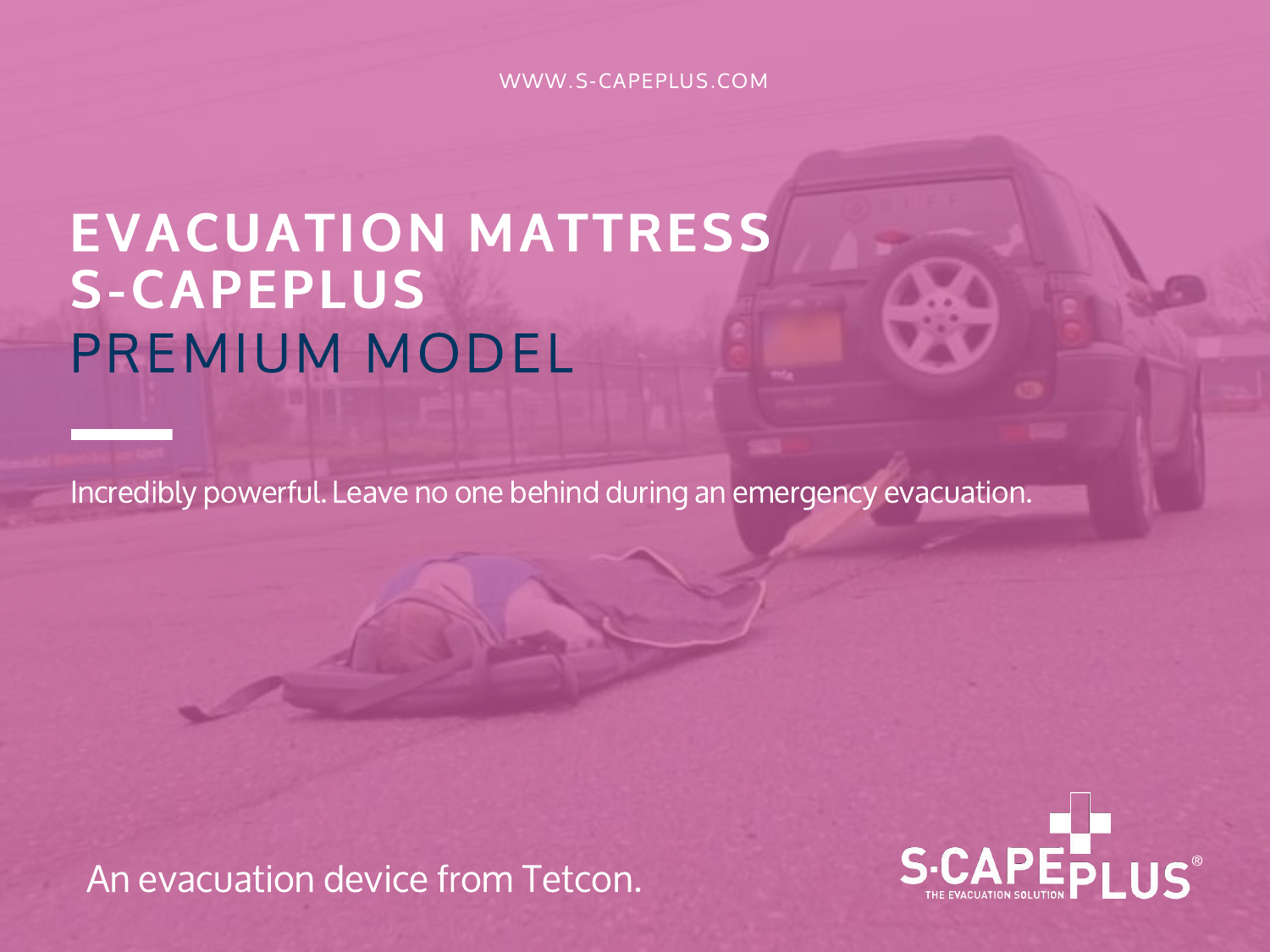WWW.S-CAPEPLUS.COM

# EVACUATION MATTRESS S-CAPEPLUS

## PREMIUM MODEL

Incredibly powerful. Leave no one behind during an emergency evacuation.

An evacuation device from Tetcon.

S-CAPEPLUS®
THE EVACUATION SOLUTION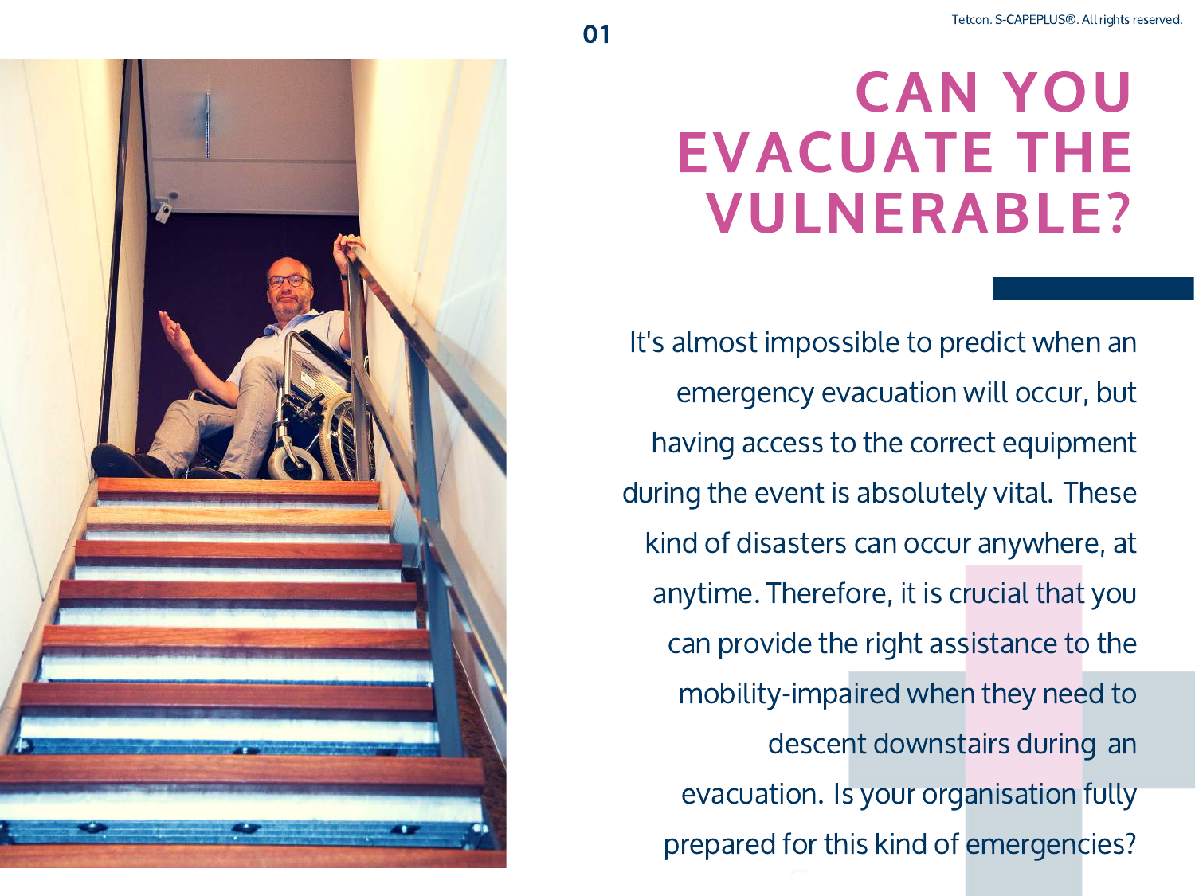# CAN YOU EVACUATE THE VULNERABLE?

It's almost impossible to predict when an emergency evacuation will occur, but having access to the correct equipment during the event is absolutely vital. These kind of disasters can occur anywhere, at anytime. Therefore, it is crucial that you can provide the right assistance to the mobility-impaired when they need to descent downstairs during an evacuation. Is your organisation fully prepared for this kind of emergencies?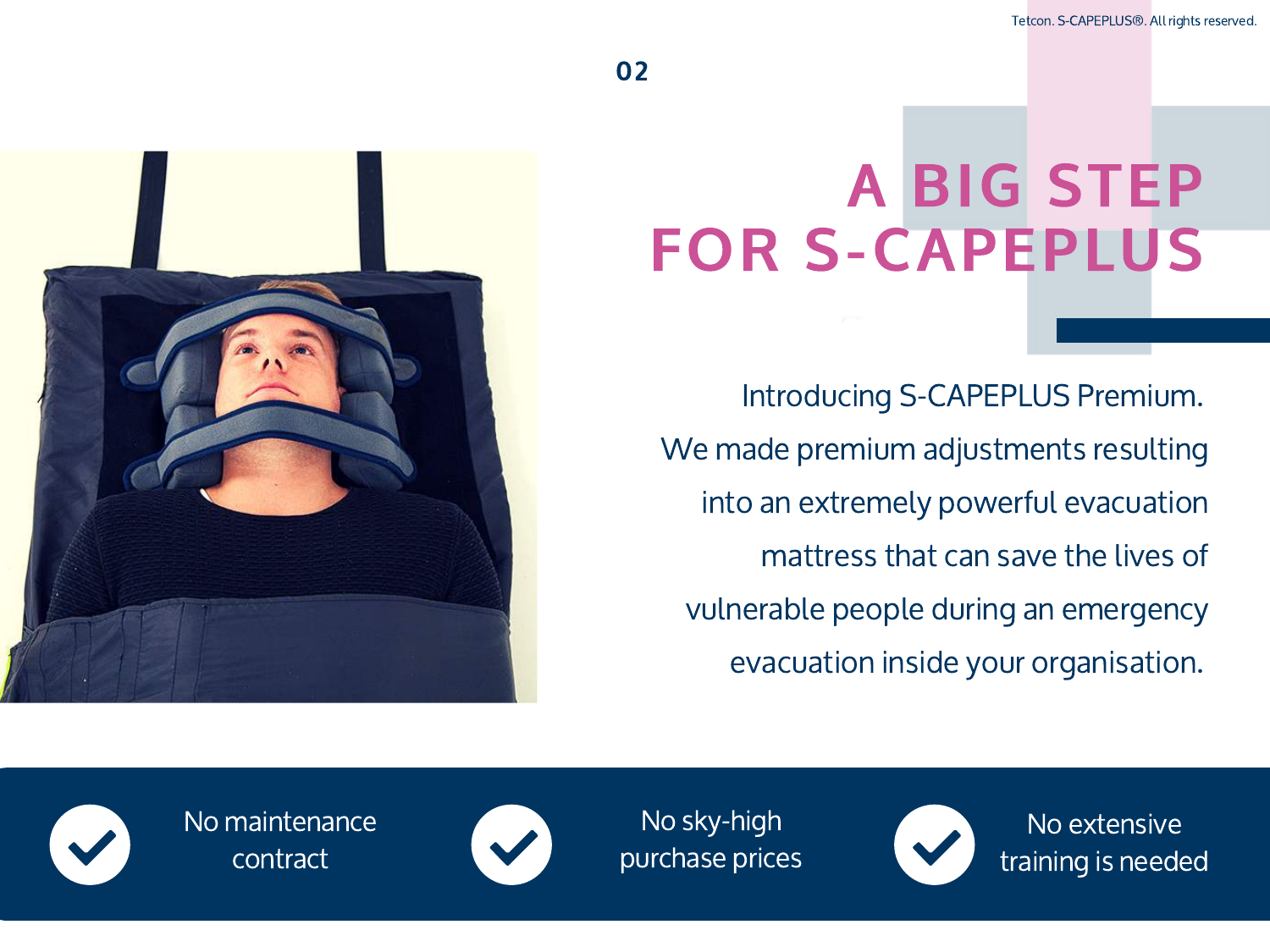# A BIG STEP FOR S-CAPEPLUS

Introducing S-CAPEPLUS Premium. We made premium adjustments resulting into an extremely powerful evacuation mattress that can save the lives of vulnerable people during an emergency evacuation inside your organisation.

- No maintenance contract
- No sky-high purchase prices
- No extensive training is needed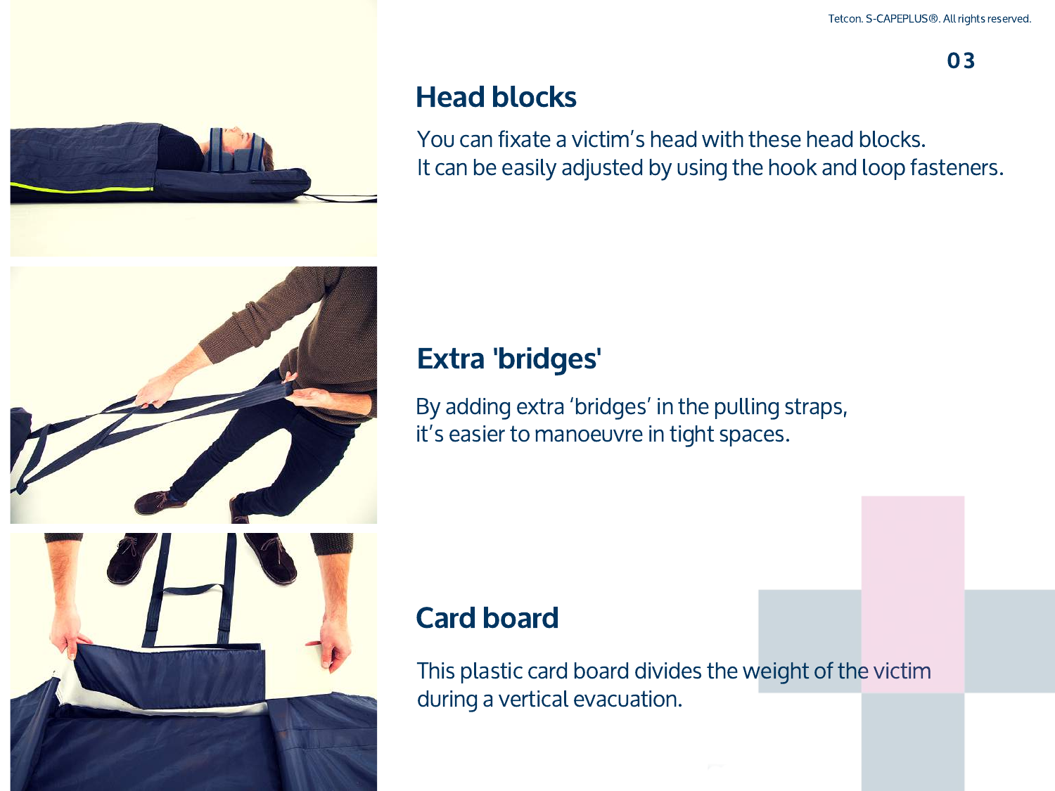## Head blocks

You can fixate a victim's head with these head blocks.
It can be easily adjusted by using the hook and loop fasteners.

## Extra 'bridges'

By adding extra 'bridges' in the pulling straps,
it's easier to manoeuvre in tight spaces.

## Card board

This plastic card board divides the weight of the victim
during a vertical evacuation.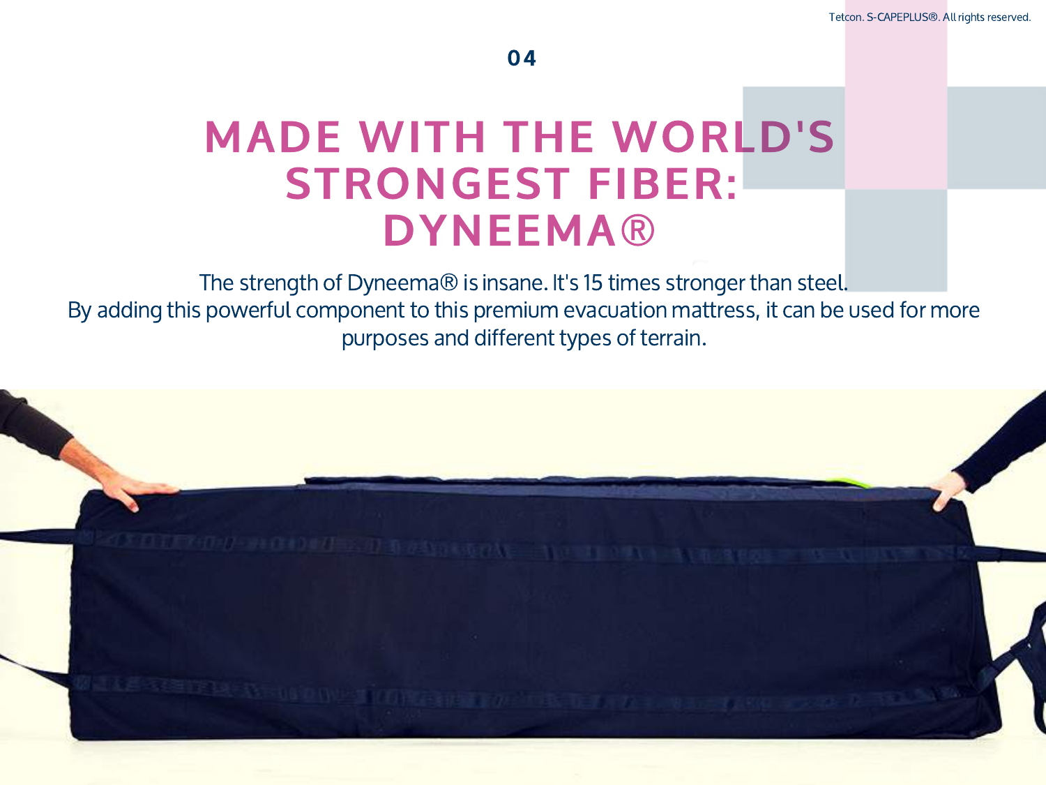04

# MADE WITH THE WORLD'S STRONGEST FIBER: DYNEEMA®

The strength of Dyneema® is insane. It's 15 times stronger than steel.
By adding this powerful component to this premium evacuation mattress, it can be used for more purposes and different types of terrain.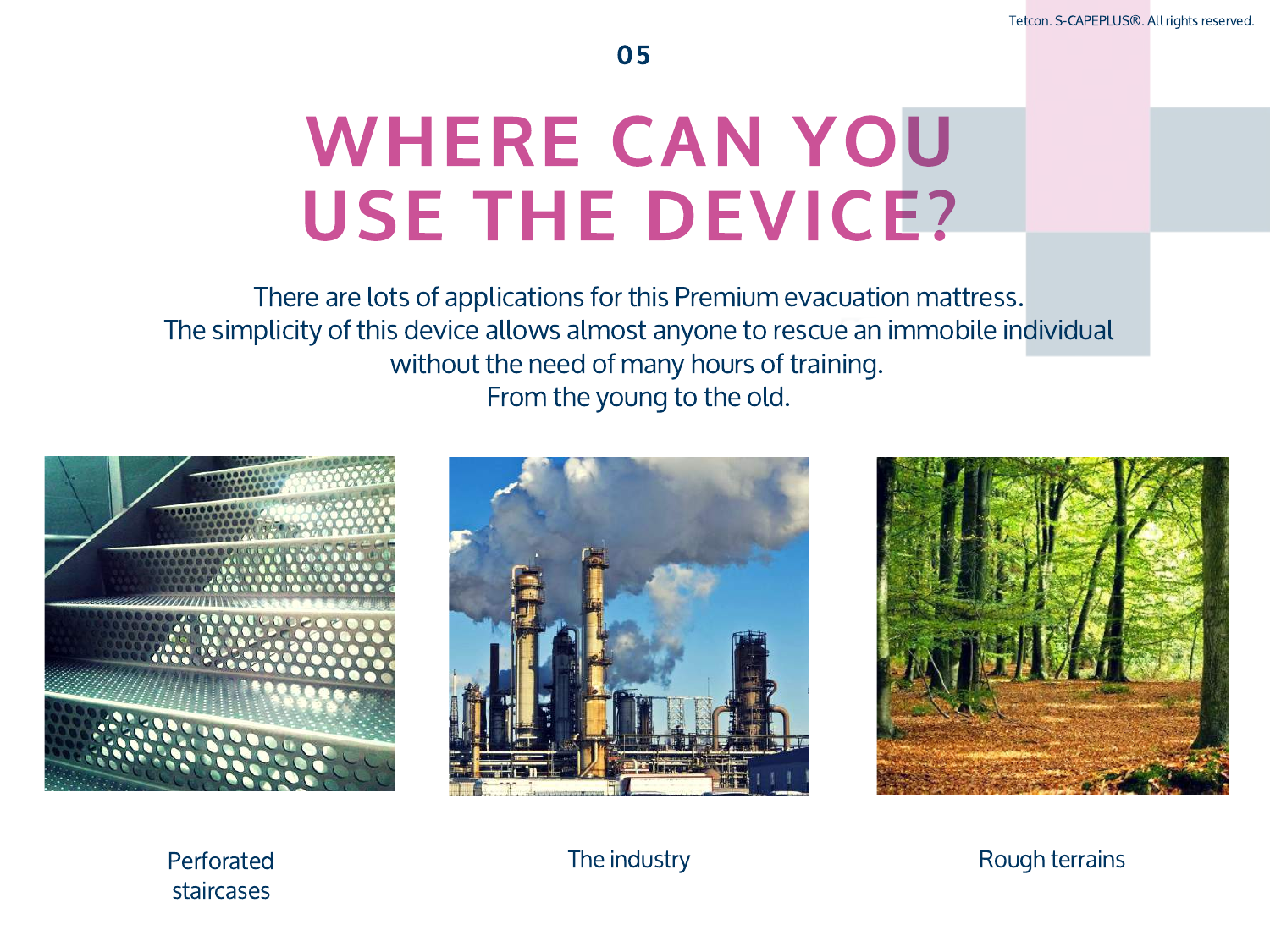## 05

# WHERE CAN YOU USE THE DEVICE?

There are lots of applications for this Premium evacuation mattress.
The simplicity of this device allows almost anyone to rescue an immobile individual without the need of many hours of training.
From the young to the old.

Perforated staircases

The industry

Rough terrains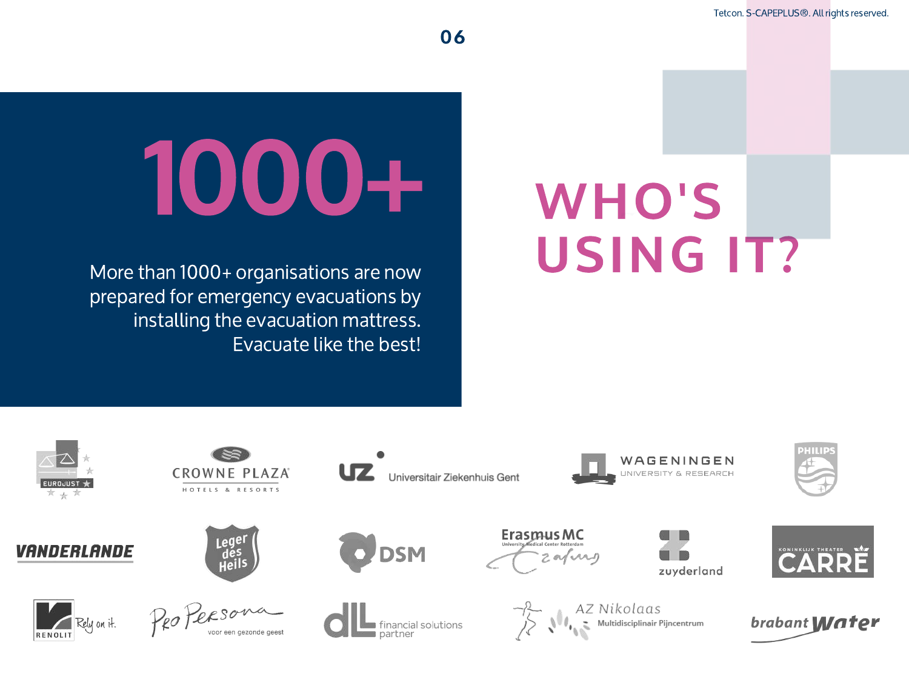# 1000+

More than 1000+ organisations are now prepared for emergency evacuations by installing the evacuation mattress. Evacuate like the best!

# WHO'S USING IT?

EUROJUST

CROWNE PLAZA HOTELS & RESORTS

UZ Universitair Ziekenhuis Gent

WAGENINGEN UNIVERSITY & RESEARCH

PHILIPS

VANDERLANDE

Leger des Heils

DSM

Erasmus MC University Medical Center Rotterdam

zuyderland

KONINKLIJK THEATER CARRÉ

RENOLIT Rely on it.

ProPersona voor een gezonde geest

dL financial solutions partner

AZ Nikolaas Multidisciplinair Pijncentrum

brabant water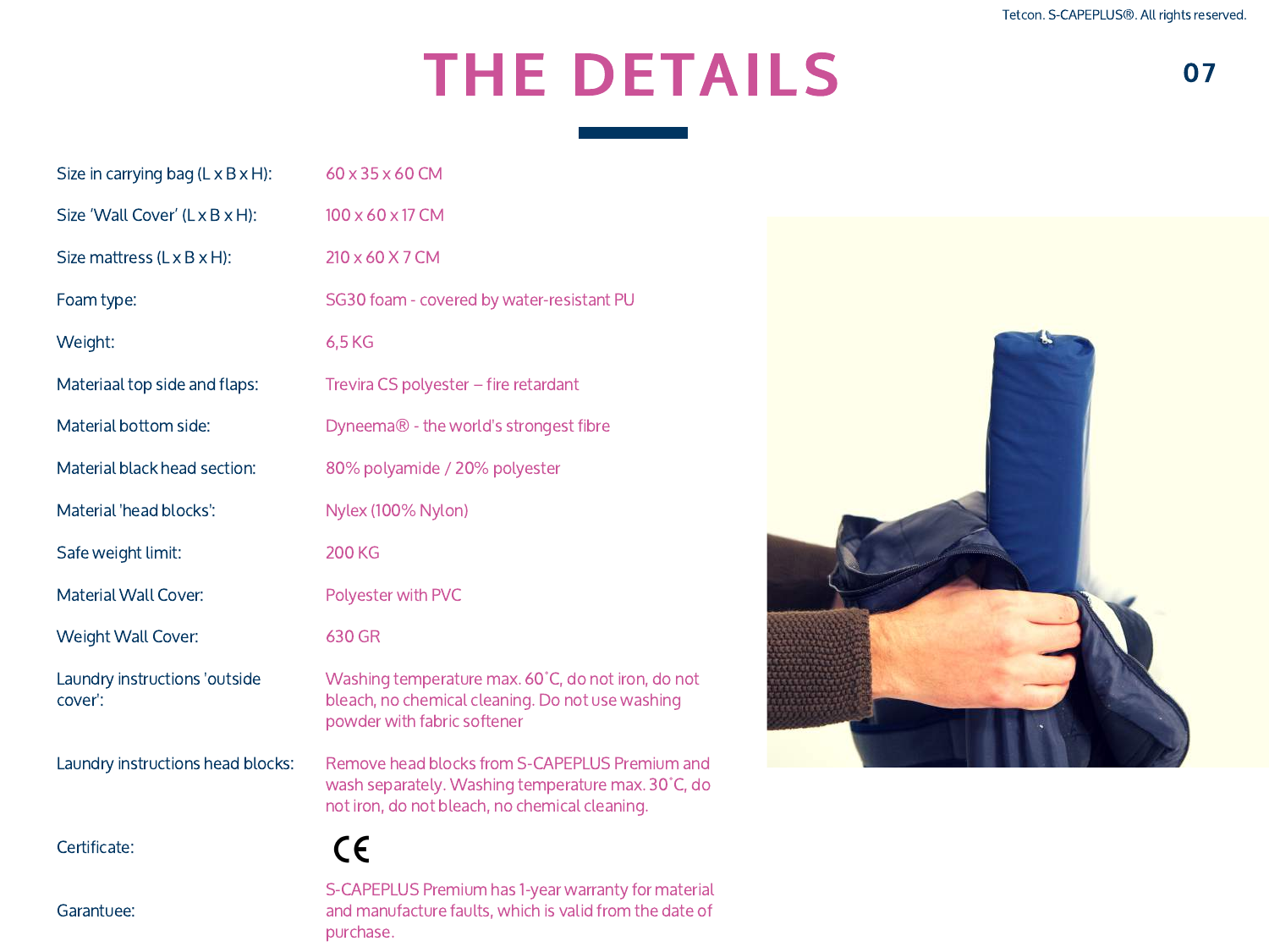# THE DETAILS

| | |
|---|---|
| Size in carrying bag (L x B x H): | 60 x 35 x 60 CM |
| Size 'Wall Cover' (L x B x H): | 100 x 60 x 17 CM |
| Size mattress (L x B x H): | 210 x 60 X 7 CM |
| Foam type: | SG30 foam - covered by water-resistant PU |
| Weight: | 6,5 KG |
| Materiaal top side and flaps: | Trevira CS polyester – fire retardant |
| Material bottom side: | Dyneema® - the world's strongest fibre |
| Material black head section: | 80% polyamide / 20% polyester |
| Material 'head blocks': | Nylex (100% Nylon) |
| Safe weight limit: | 200 KG |
| Material Wall Cover: | Polyester with PVC |
| Weight Wall Cover: | 630 GR |
| Laundry instructions 'outside cover': | Washing temperature max. 60˚C, do not iron, do not bleach, no chemical cleaning. Do not use washing powder with fabric softener |
| Laundry instructions head blocks: | Remove head blocks from S-CAPEPLUS Premium and wash separately. Washing temperature max. 30˚C, do not iron, do not bleach, no chemical cleaning. |
| Certificate: | CE |
| Garantuee: | S-CAPEPLUS Premium has 1-year warranty for material and manufacture faults, which is valid from the date of purchase. |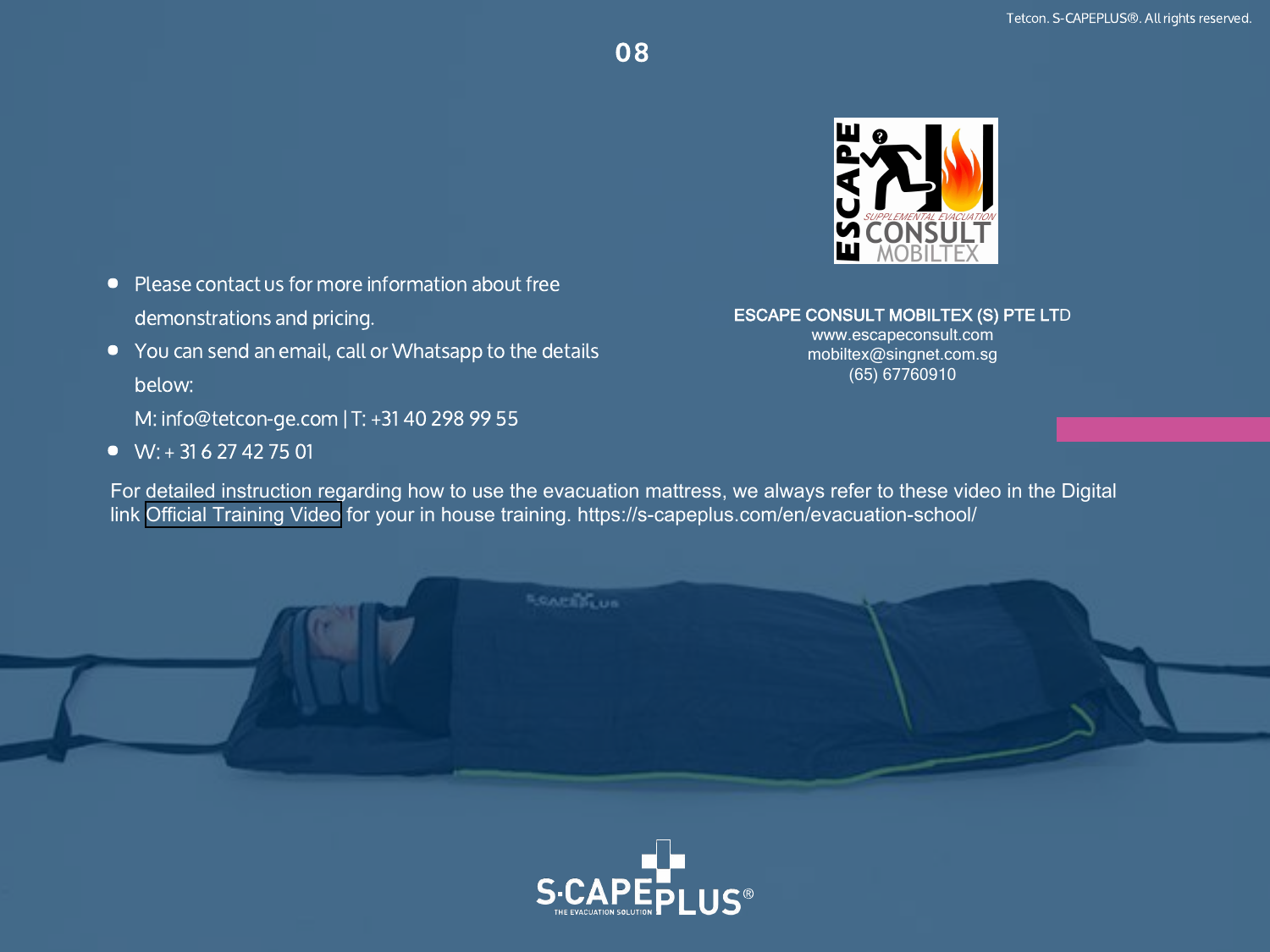- Please contact us for more information about free demonstrations and pricing.
- You can send an email, call or Whatsapp to the details below:
  M: info@tetcon-ge.com | T: +31 40 298 99 55
- W: + 31 6 27 42 75 01

**ESCAPE CONSULT MOBILTEX (S) PTE LTD**
www.escapeconsult.com
mobiltex@singnet.com.sg
(65) 67760910

For detailed instruction regarding how to use the evacuation mattress, we always refer to these video in the Digital link Official Training Video for your in house training. https://s-capeplus.com/en/evacuation-school/